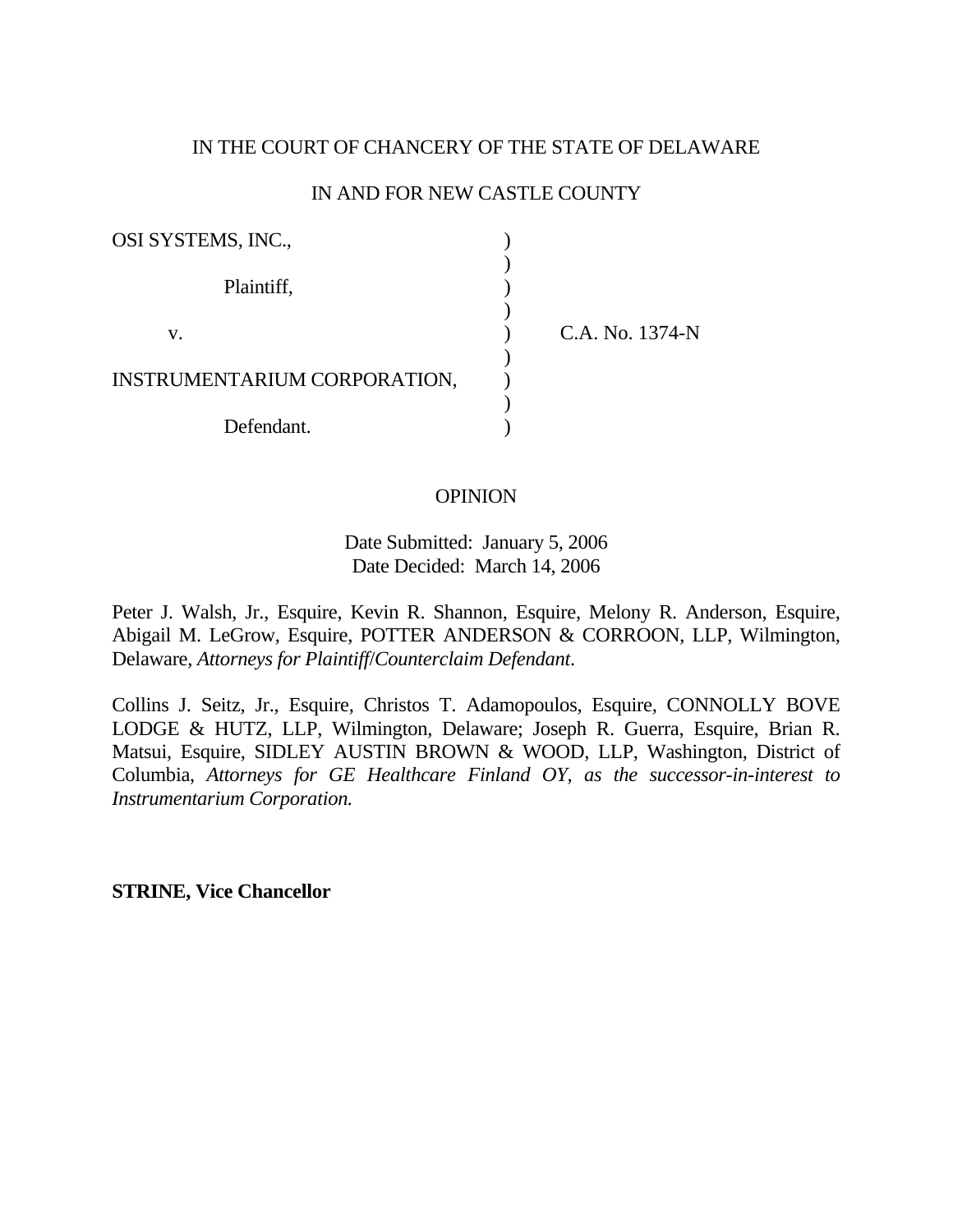IN THE COURT OF CHANCERY OF THE STATE OF DELAWARE

IN AND FOR NEW CASTLE COUNTY

| | | |
|---|---|---|
| OSI SYSTEMS, INC., | ) | |
| | ) | |
| Plaintiff, | ) | |
| | ) | |
| v. | ) | C.A. No. 1374-N |
| | ) | |
| INSTRUMENTARIUM CORPORATION, | ) | |
| | ) | |
| Defendant. | ) | |

OPINION

Date Submitted: January 5, 2006
Date Decided: March 14, 2006

Peter J. Walsh, Jr., Esquire, Kevin R. Shannon, Esquire, Melony R. Anderson, Esquire, Abigail M. LeGrow, Esquire, POTTER ANDERSON & CORROON, LLP, Wilmington, Delaware, *Attorneys for Plaintiff/Counterclaim Defendant*.

Collins J. Seitz, Jr., Esquire, Christos T. Adamopoulos, Esquire, CONNOLLY BOVE LODGE & HUTZ, LLP, Wilmington, Delaware; Joseph R. Guerra, Esquire, Brian R. Matsui, Esquire, SIDLEY AUSTIN BROWN & WOOD, LLP, Washington, District of Columbia, *Attorneys for GE Healthcare Finland OY, as the successor-in-interest to Instrumentarium Corporation.*

**STRINE, Vice Chancellor**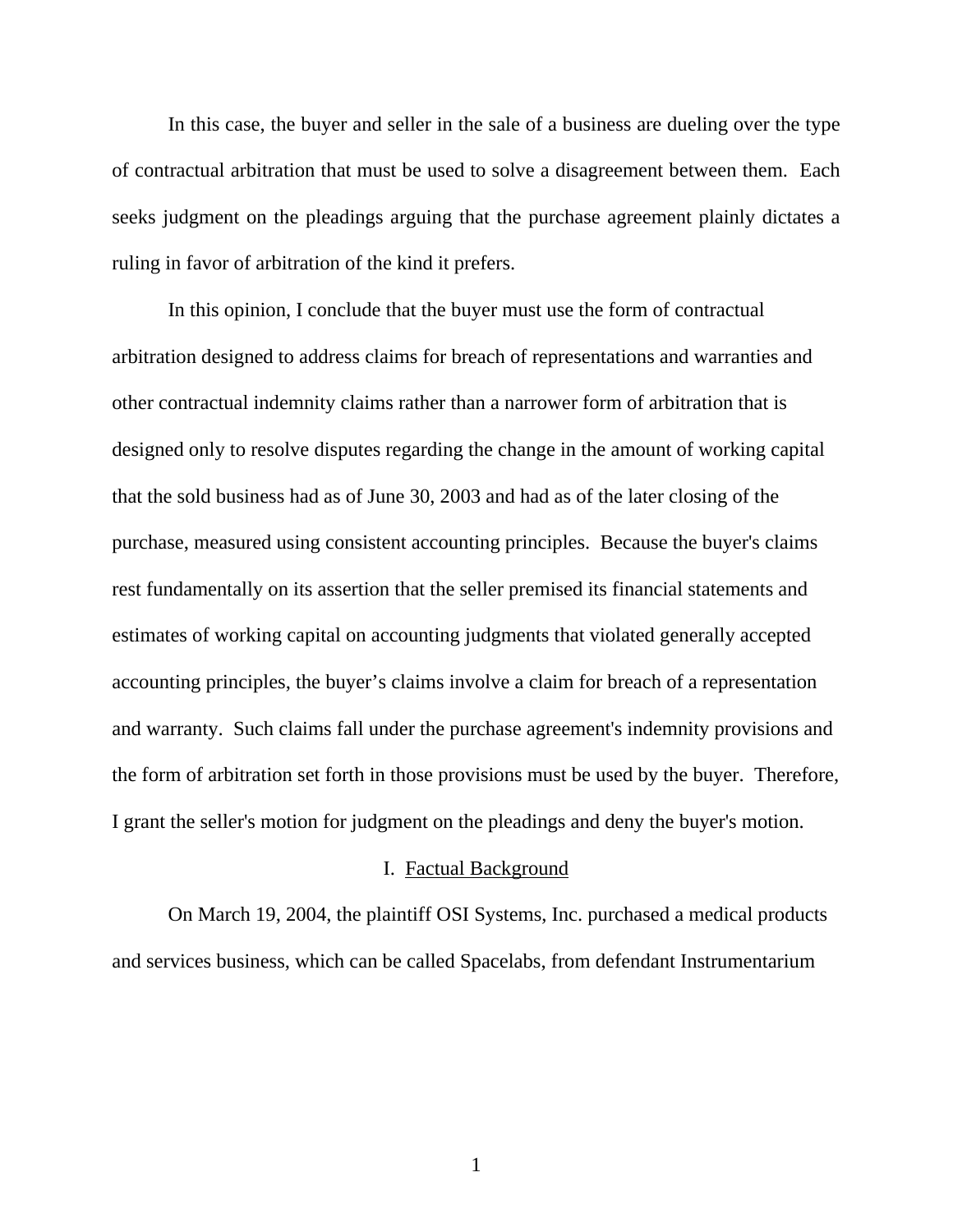In this case, the buyer and seller in the sale of a business are dueling over the type of contractual arbitration that must be used to solve a disagreement between them. Each seeks judgment on the pleadings arguing that the purchase agreement plainly dictates a ruling in favor of arbitration of the kind it prefers.

In this opinion, I conclude that the buyer must use the form of contractual arbitration designed to address claims for breach of representations and warranties and other contractual indemnity claims rather than a narrower form of arbitration that is designed only to resolve disputes regarding the change in the amount of working capital that the sold business had as of June 30, 2003 and had as of the later closing of the purchase, measured using consistent accounting principles. Because the buyer's claims rest fundamentally on its assertion that the seller premised its financial statements and estimates of working capital on accounting judgments that violated generally accepted accounting principles, the buyer's claims involve a claim for breach of a representation and warranty. Such claims fall under the purchase agreement's indemnity provisions and the form of arbitration set forth in those provisions must be used by the buyer. Therefore, I grant the seller's motion for judgment on the pleadings and deny the buyer's motion.

## I. Factual Background

On March 19, 2004, the plaintiff OSI Systems, Inc. purchased a medical products and services business, which can be called Spacelabs, from defendant Instrumentarium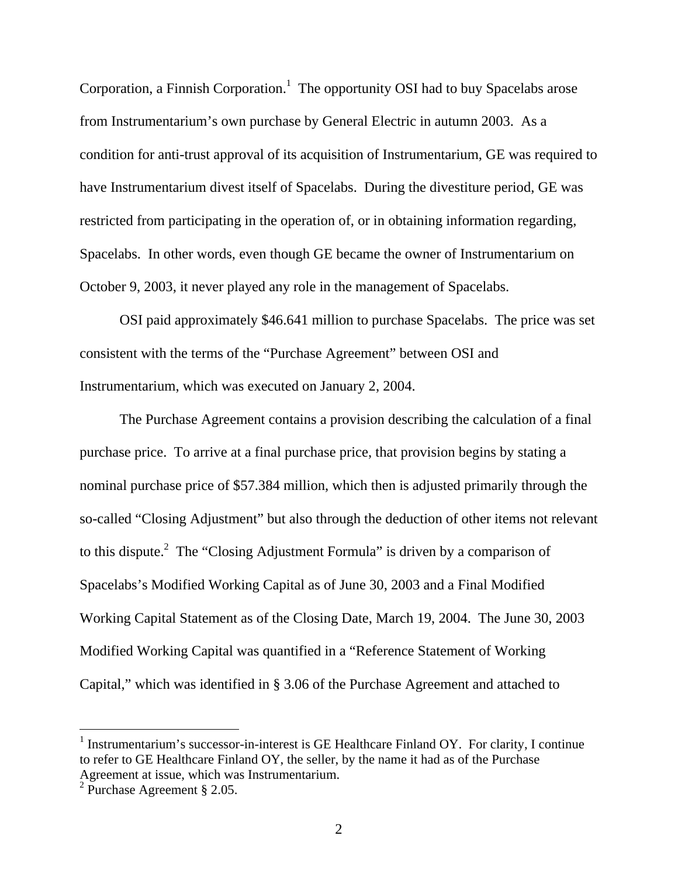Corporation, a Finnish Corporation.[1] The opportunity OSI had to buy Spacelabs arose from Instrumentarium's own purchase by General Electric in autumn 2003. As a condition for anti-trust approval of its acquisition of Instrumentarium, GE was required to have Instrumentarium divest itself of Spacelabs. During the divestiture period, GE was restricted from participating in the operation of, or in obtaining information regarding, Spacelabs. In other words, even though GE became the owner of Instrumentarium on October 9, 2003, it never played any role in the management of Spacelabs.

OSI paid approximately $46.641 million to purchase Spacelabs. The price was set consistent with the terms of the "Purchase Agreement" between OSI and Instrumentarium, which was executed on January 2, 2004.

The Purchase Agreement contains a provision describing the calculation of a final purchase price. To arrive at a final purchase price, that provision begins by stating a nominal purchase price of $57.384 million, which then is adjusted primarily through the so-called "Closing Adjustment" but also through the deduction of other items not relevant to this dispute.[2] The "Closing Adjustment Formula" is driven by a comparison of Spacelabs's Modified Working Capital as of June 30, 2003 and a Final Modified Working Capital Statement as of the Closing Date, March 19, 2004. The June 30, 2003 Modified Working Capital was quantified in a "Reference Statement of Working Capital," which was identified in § 3.06 of the Purchase Agreement and attached to

---

[1] Instrumentarium's successor-in-interest is GE Healthcare Finland OY. For clarity, I continue to refer to GE Healthcare Finland OY, the seller, by the name it had as of the Purchase Agreement at issue, which was Instrumentarium.

[2] Purchase Agreement § 2.05.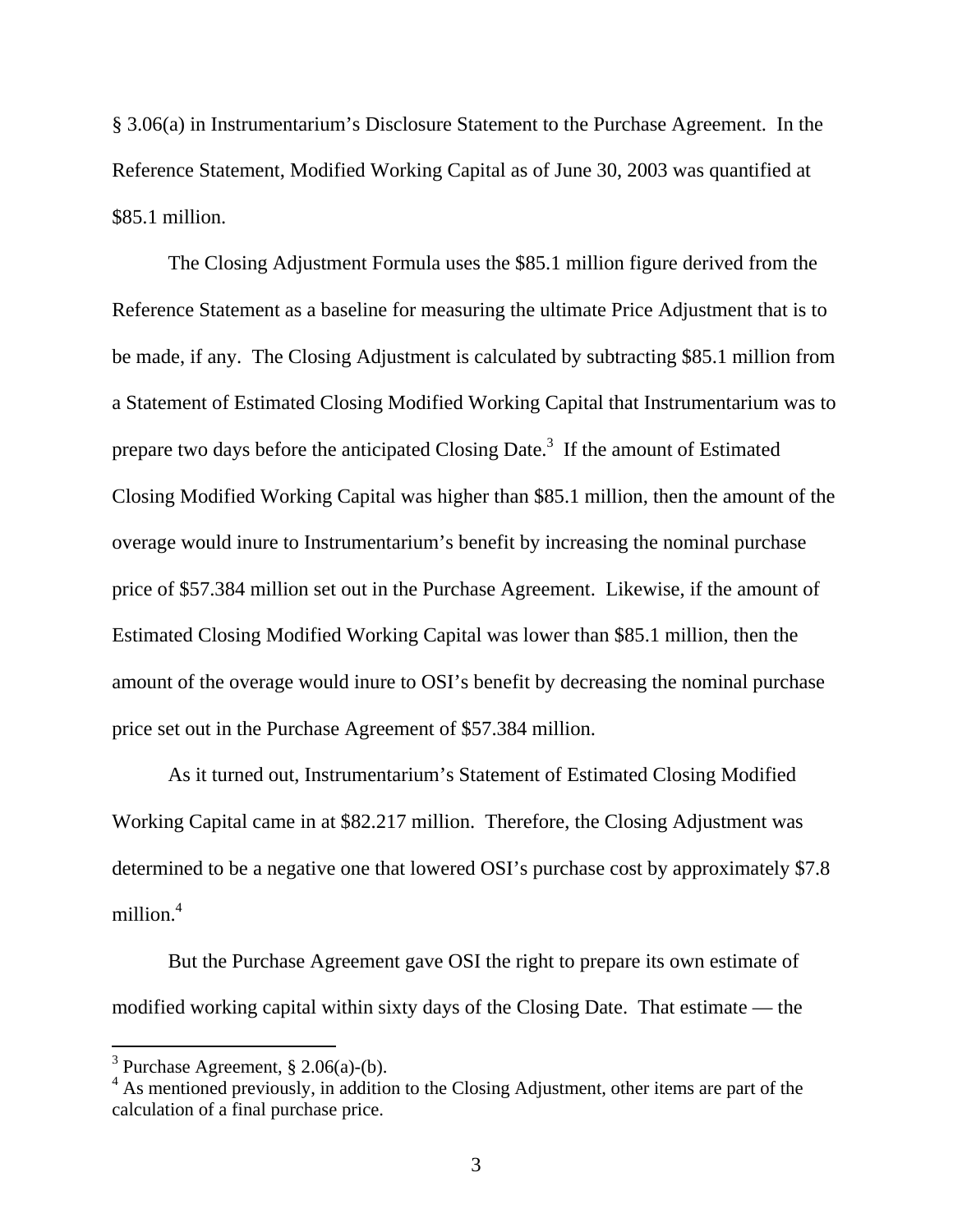§ 3.06(a) in Instrumentarium's Disclosure Statement to the Purchase Agreement. In the Reference Statement, Modified Working Capital as of June 30, 2003 was quantified at $85.1 million.

The Closing Adjustment Formula uses the $85.1 million figure derived from the Reference Statement as a baseline for measuring the ultimate Price Adjustment that is to be made, if any. The Closing Adjustment is calculated by subtracting $85.1 million from a Statement of Estimated Closing Modified Working Capital that Instrumentarium was to prepare two days before the anticipated Closing Date.[3] If the amount of Estimated Closing Modified Working Capital was higher than $85.1 million, then the amount of the overage would inure to Instrumentarium's benefit by increasing the nominal purchase price of $57.384 million set out in the Purchase Agreement. Likewise, if the amount of Estimated Closing Modified Working Capital was lower than $85.1 million, then the amount of the overage would inure to OSI's benefit by decreasing the nominal purchase price set out in the Purchase Agreement of $57.384 million.

As it turned out, Instrumentarium's Statement of Estimated Closing Modified Working Capital came in at $82.217 million. Therefore, the Closing Adjustment was determined to be a negative one that lowered OSI's purchase cost by approximately $7.8 million.[4]

But the Purchase Agreement gave OSI the right to prepare its own estimate of modified working capital within sixty days of the Closing Date. That estimate — the

---

[3] Purchase Agreement, § 2.06(a)-(b).

[4] As mentioned previously, in addition to the Closing Adjustment, other items are part of the calculation of a final purchase price.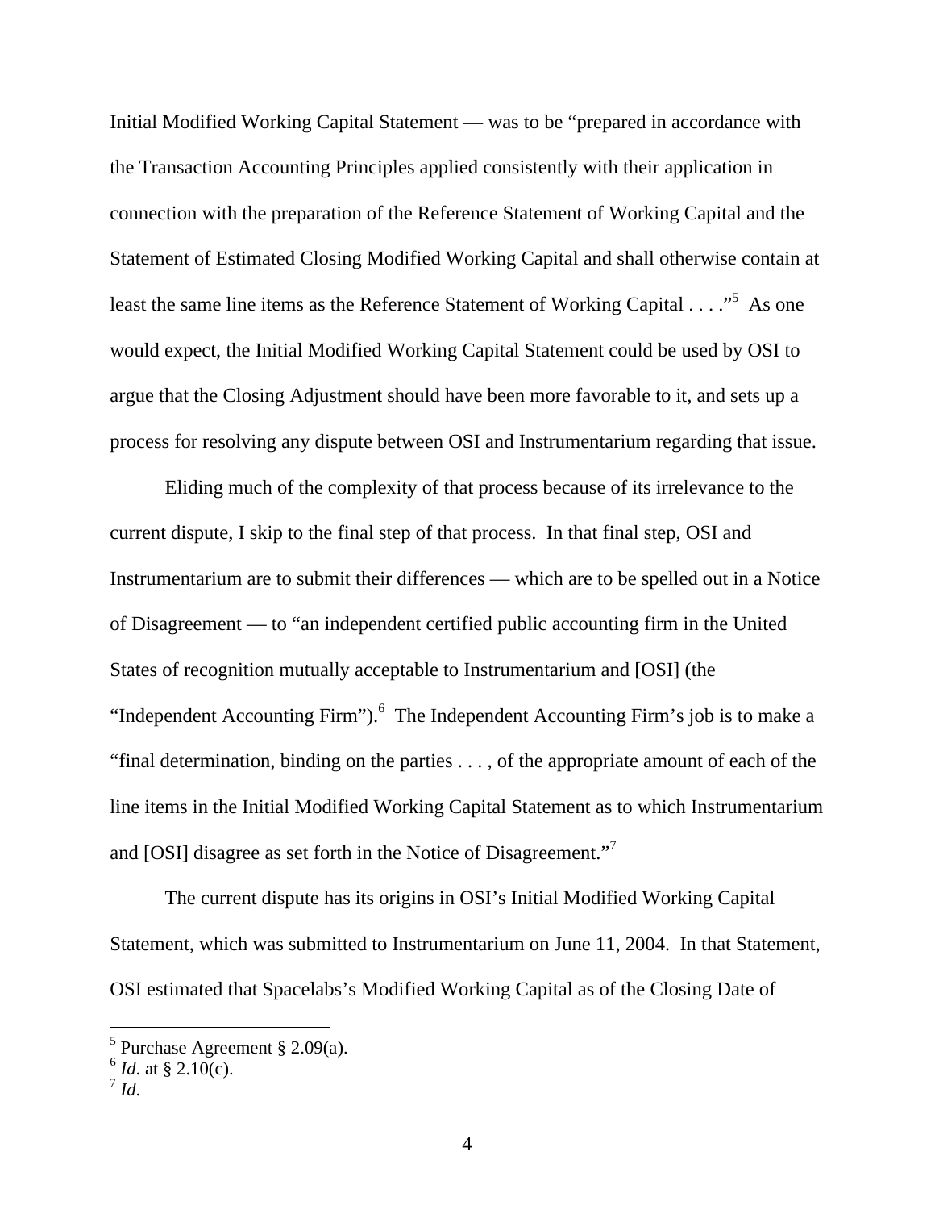Initial Modified Working Capital Statement — was to be "prepared in accordance with the Transaction Accounting Principles applied consistently with their application in connection with the preparation of the Reference Statement of Working Capital and the Statement of Estimated Closing Modified Working Capital and shall otherwise contain at least the same line items as the Reference Statement of Working Capital . . . ."[5] As one would expect, the Initial Modified Working Capital Statement could be used by OSI to argue that the Closing Adjustment should have been more favorable to it, and sets up a process for resolving any dispute between OSI and Instrumentarium regarding that issue.

Eliding much of the complexity of that process because of its irrelevance to the current dispute, I skip to the final step of that process. In that final step, OSI and Instrumentarium are to submit their differences — which are to be spelled out in a Notice of Disagreement — to "an independent certified public accounting firm in the United States of recognition mutually acceptable to Instrumentarium and [OSI] (the "Independent Accounting Firm").[6] The Independent Accounting Firm's job is to make a "final determination, binding on the parties . . . , of the appropriate amount of each of the line items in the Initial Modified Working Capital Statement as to which Instrumentarium and [OSI] disagree as set forth in the Notice of Disagreement."[7]

The current dispute has its origins in OSI's Initial Modified Working Capital Statement, which was submitted to Instrumentarium on June 11, 2004. In that Statement, OSI estimated that Spacelabs's Modified Working Capital as of the Closing Date of

---

[5] Purchase Agreement § 2.09(a).
[6] *Id*. at § 2.10(c).
[7] *Id*.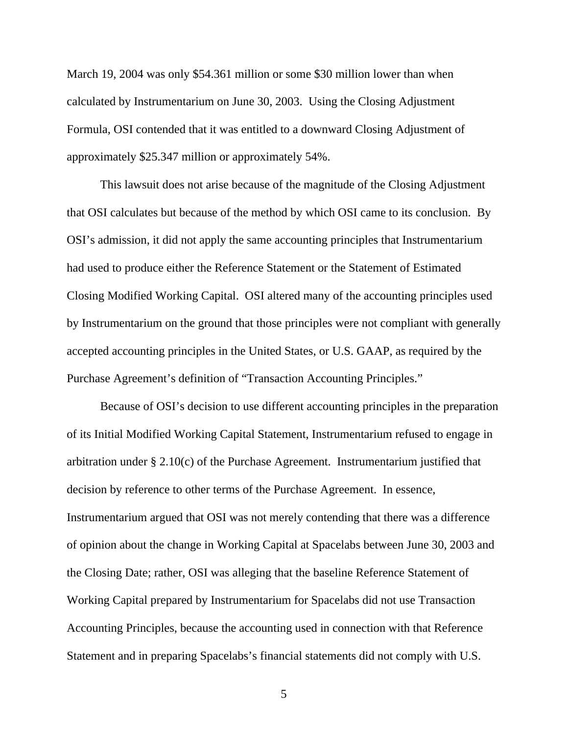March 19, 2004 was only $54.361 million or some $30 million lower than when calculated by Instrumentarium on June 30, 2003. Using the Closing Adjustment Formula, OSI contended that it was entitled to a downward Closing Adjustment of approximately $25.347 million or approximately 54%.

This lawsuit does not arise because of the magnitude of the Closing Adjustment that OSI calculates but because of the method by which OSI came to its conclusion. By OSI's admission, it did not apply the same accounting principles that Instrumentarium had used to produce either the Reference Statement or the Statement of Estimated Closing Modified Working Capital. OSI altered many of the accounting principles used by Instrumentarium on the ground that those principles were not compliant with generally accepted accounting principles in the United States, or U.S. GAAP, as required by the Purchase Agreement's definition of "Transaction Accounting Principles."

Because of OSI's decision to use different accounting principles in the preparation of its Initial Modified Working Capital Statement, Instrumentarium refused to engage in arbitration under § 2.10(c) of the Purchase Agreement. Instrumentarium justified that decision by reference to other terms of the Purchase Agreement. In essence, Instrumentarium argued that OSI was not merely contending that there was a difference of opinion about the change in Working Capital at Spacelabs between June 30, 2003 and the Closing Date; rather, OSI was alleging that the baseline Reference Statement of Working Capital prepared by Instrumentarium for Spacelabs did not use Transaction Accounting Principles, because the accounting used in connection with that Reference Statement and in preparing Spacelabs's financial statements did not comply with U.S.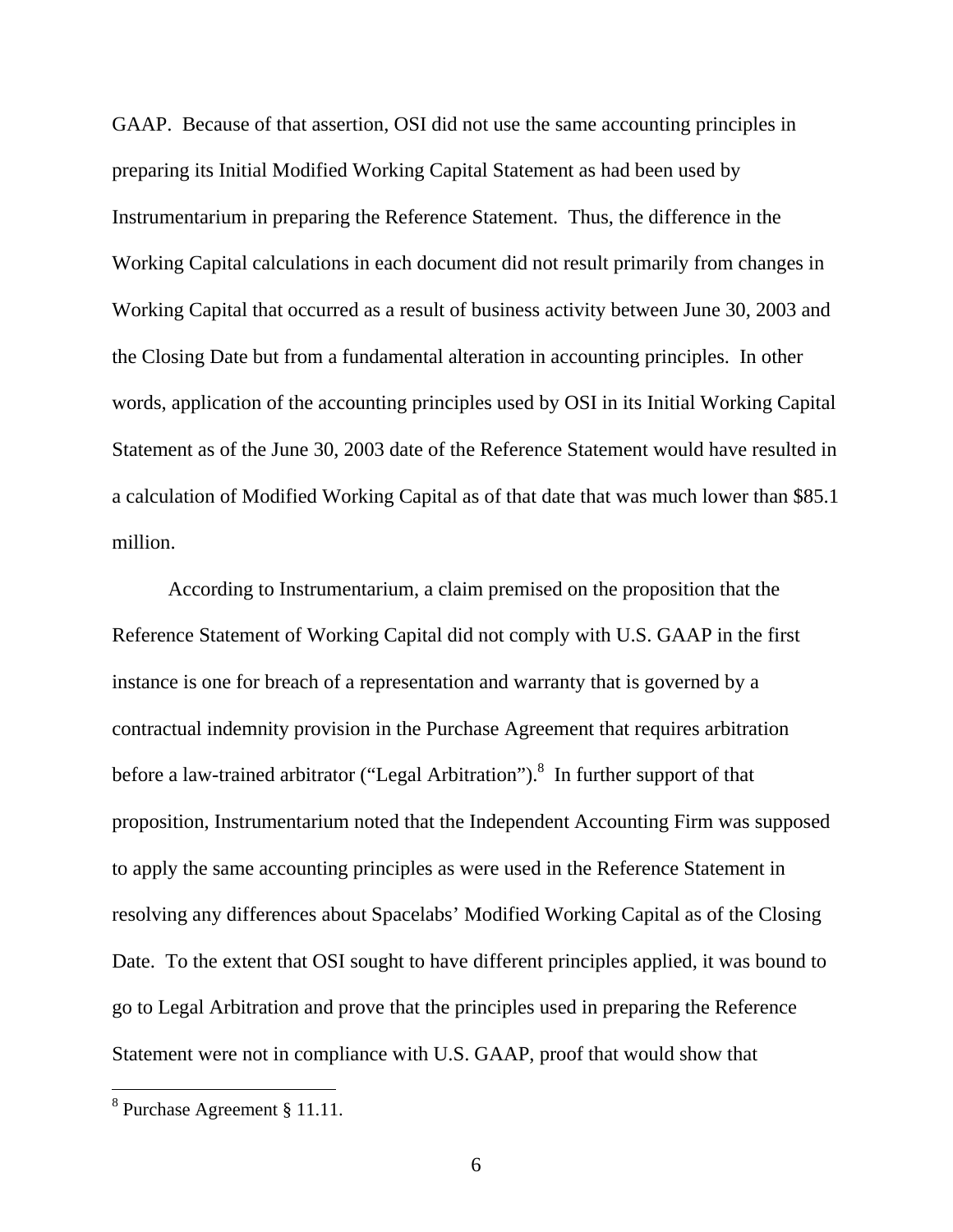GAAP. Because of that assertion, OSI did not use the same accounting principles in preparing its Initial Modified Working Capital Statement as had been used by Instrumentarium in preparing the Reference Statement. Thus, the difference in the Working Capital calculations in each document did not result primarily from changes in Working Capital that occurred as a result of business activity between June 30, 2003 and the Closing Date but from a fundamental alteration in accounting principles. In other words, application of the accounting principles used by OSI in its Initial Working Capital Statement as of the June 30, 2003 date of the Reference Statement would have resulted in a calculation of Modified Working Capital as of that date that was much lower than $85.1 million.

According to Instrumentarium, a claim premised on the proposition that the Reference Statement of Working Capital did not comply with U.S. GAAP in the first instance is one for breach of a representation and warranty that is governed by a contractual indemnity provision in the Purchase Agreement that requires arbitration before a law-trained arbitrator ("Legal Arbitration").[8] In further support of that proposition, Instrumentarium noted that the Independent Accounting Firm was supposed to apply the same accounting principles as were used in the Reference Statement in resolving any differences about Spacelabs' Modified Working Capital as of the Closing Date. To the extent that OSI sought to have different principles applied, it was bound to go to Legal Arbitration and prove that the principles used in preparing the Reference Statement were not in compliance with U.S. GAAP, proof that would show that

[8] Purchase Agreement § 11.11.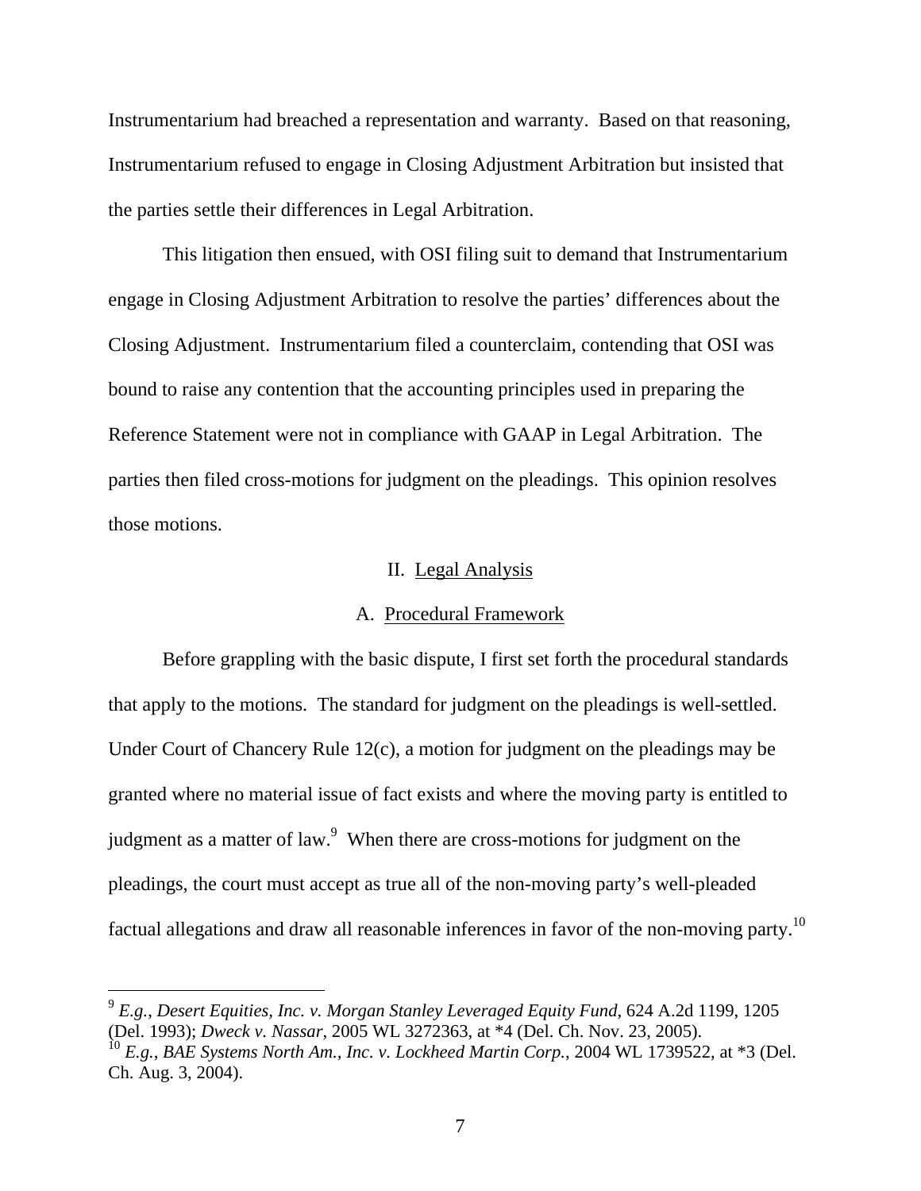Instrumentarium had breached a representation and warranty. Based on that reasoning, Instrumentarium refused to engage in Closing Adjustment Arbitration but insisted that the parties settle their differences in Legal Arbitration.

This litigation then ensued, with OSI filing suit to demand that Instrumentarium engage in Closing Adjustment Arbitration to resolve the parties' differences about the Closing Adjustment. Instrumentarium filed a counterclaim, contending that OSI was bound to raise any contention that the accounting principles used in preparing the Reference Statement were not in compliance with GAAP in Legal Arbitration. The parties then filed cross-motions for judgment on the pleadings. This opinion resolves those motions.

## II. Legal Analysis

### A. Procedural Framework

Before grappling with the basic dispute, I first set forth the procedural standards that apply to the motions. The standard for judgment on the pleadings is well-settled. Under Court of Chancery Rule 12(c), a motion for judgment on the pleadings may be granted where no material issue of fact exists and where the moving party is entitled to judgment as a matter of law.[9] When there are cross-motions for judgment on the pleadings, the court must accept as true all of the non-moving party's well-pleaded factual allegations and draw all reasonable inferences in favor of the non-moving party.[10]

---

[9] *E.g.*, *Desert Equities, Inc. v. Morgan Stanley Leveraged Equity Fund*, 624 A.2d 1199, 1205 (Del. 1993); *Dweck v. Nassar*, 2005 WL 3272363, at *4 (Del. Ch. Nov. 23, 2005).

[10] *E.g.*, *BAE Systems North Am., Inc. v. Lockheed Martin Corp.*, 2004 WL 1739522, at *3 (Del. Ch. Aug. 3, 2004).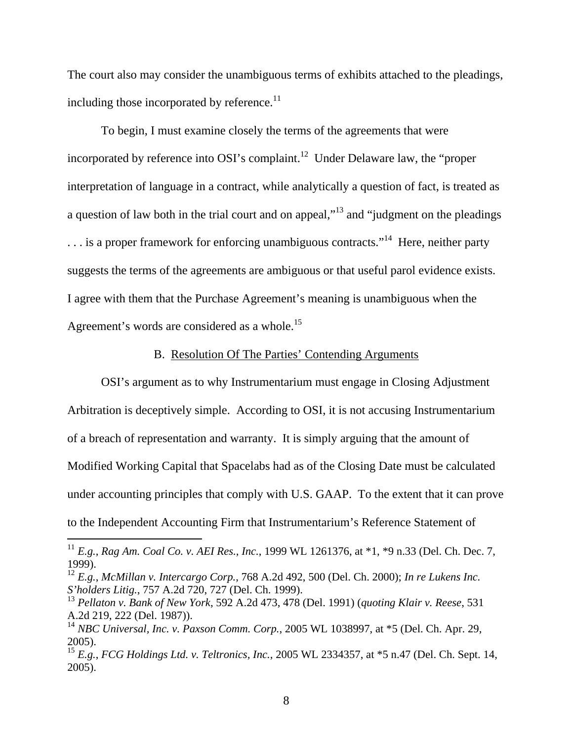The court also may consider the unambiguous terms of exhibits attached to the pleadings, including those incorporated by reference.[11]

To begin, I must examine closely the terms of the agreements that were incorporated by reference into OSI's complaint.[12] Under Delaware law, the "proper interpretation of language in a contract, while analytically a question of fact, is treated as a question of law both in the trial court and on appeal,"[13] and "judgment on the pleadings . . . is a proper framework for enforcing unambiguous contracts."[14] Here, neither party suggests the terms of the agreements are ambiguous or that useful parol evidence exists. I agree with them that the Purchase Agreement's meaning is unambiguous when the Agreement's words are considered as a whole.[15]

## B. Resolution Of The Parties' Contending Arguments

OSI's argument as to why Instrumentarium must engage in Closing Adjustment Arbitration is deceptively simple. According to OSI, it is not accusing Instrumentarium of a breach of representation and warranty. It is simply arguing that the amount of Modified Working Capital that Spacelabs had as of the Closing Date must be calculated under accounting principles that comply with U.S. GAAP. To the extent that it can prove to the Independent Accounting Firm that Instrumentarium's Reference Statement of

---

[11] *E.g.*, *Rag Am. Coal Co. v. AEI Res., Inc.*, 1999 WL 1261376, at *1, *9 n.33 (Del. Ch. Dec. 7, 1999).

[12] *E.g.*, *McMillan v. Intercargo Corp.*, 768 A.2d 492, 500 (Del. Ch. 2000); *In re Lukens Inc. S'holders Litig.*, 757 A.2d 720, 727 (Del. Ch. 1999).

[13] *Pellaton v. Bank of New York*, 592 A.2d 473, 478 (Del. 1991) (*quoting Klair v. Reese*, 531 A.2d 219, 222 (Del. 1987)).

[14] *NBC Universal, Inc. v. Paxson Comm. Corp.*, 2005 WL 1038997, at *5 (Del. Ch. Apr. 29, 2005).

[15] *E.g.*, *FCG Holdings Ltd. v. Teltronics, Inc.*, 2005 WL 2334357, at *5 n.47 (Del. Ch. Sept. 14, 2005).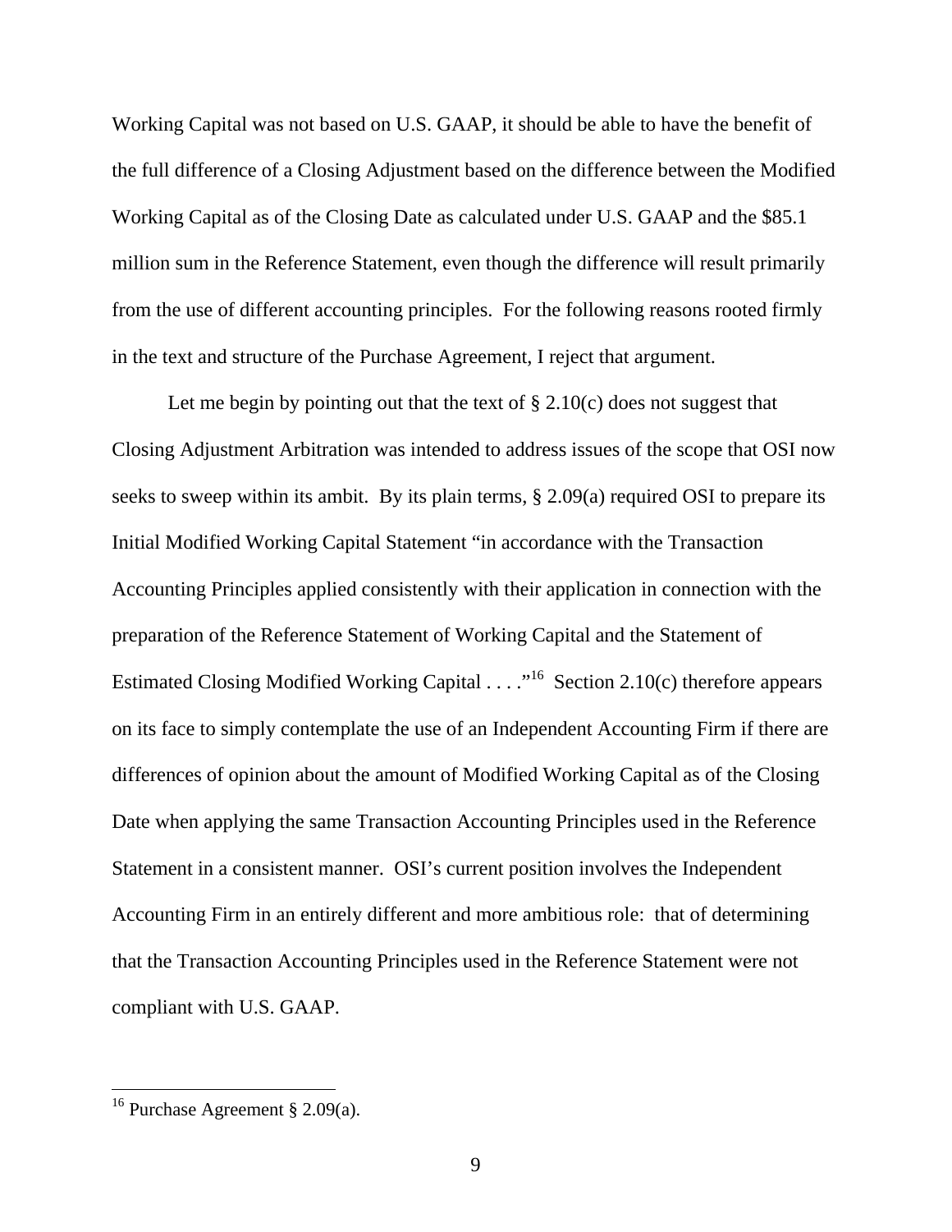Working Capital was not based on U.S. GAAP, it should be able to have the benefit of the full difference of a Closing Adjustment based on the difference between the Modified Working Capital as of the Closing Date as calculated under U.S. GAAP and the $85.1 million sum in the Reference Statement, even though the difference will result primarily from the use of different accounting principles. For the following reasons rooted firmly in the text and structure of the Purchase Agreement, I reject that argument.

Let me begin by pointing out that the text of § 2.10(c) does not suggest that Closing Adjustment Arbitration was intended to address issues of the scope that OSI now seeks to sweep within its ambit. By its plain terms, § 2.09(a) required OSI to prepare its Initial Modified Working Capital Statement "in accordance with the Transaction Accounting Principles applied consistently with their application in connection with the preparation of the Reference Statement of Working Capital and the Statement of Estimated Closing Modified Working Capital . . . ."[16] Section 2.10(c) therefore appears on its face to simply contemplate the use of an Independent Accounting Firm if there are differences of opinion about the amount of Modified Working Capital as of the Closing Date when applying the same Transaction Accounting Principles used in the Reference Statement in a consistent manner. OSI's current position involves the Independent Accounting Firm in an entirely different and more ambitious role: that of determining that the Transaction Accounting Principles used in the Reference Statement were not compliant with U.S. GAAP.

[16] Purchase Agreement § 2.09(a).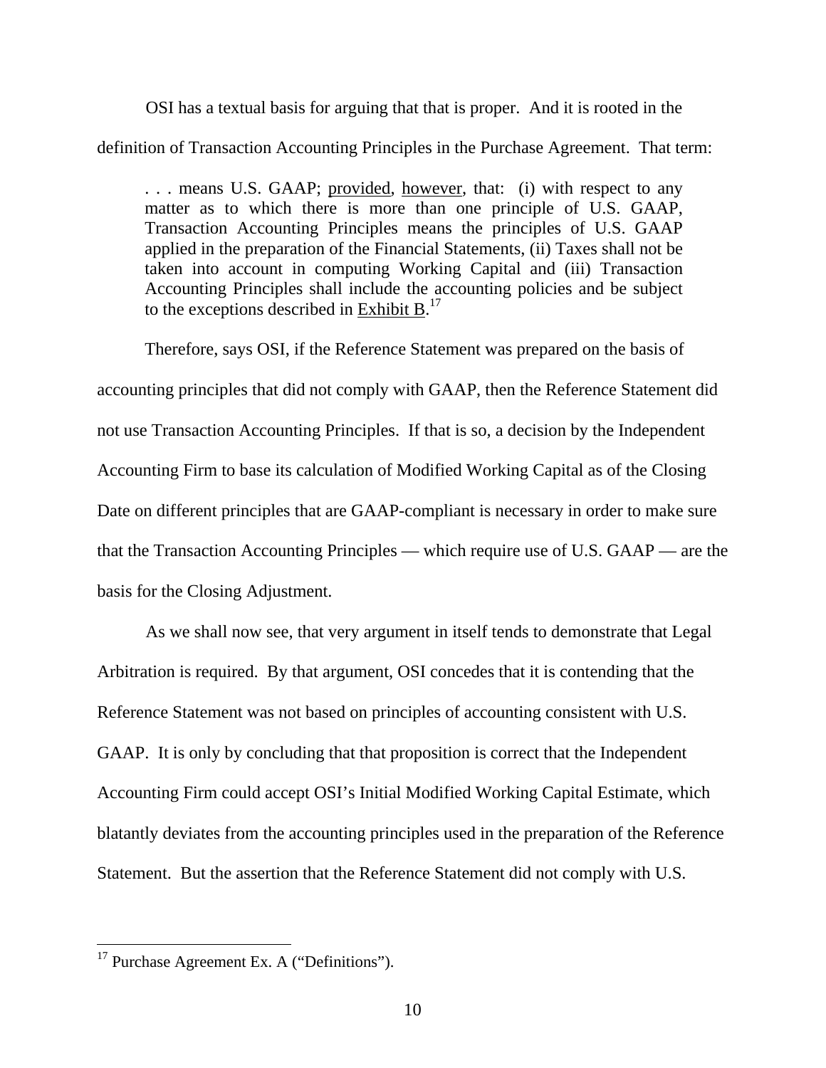OSI has a textual basis for arguing that that is proper. And it is rooted in the definition of Transaction Accounting Principles in the Purchase Agreement. That term:

> . . . means U.S. GAAP; provided, however, that: (i) with respect to any matter as to which there is more than one principle of U.S. GAAP, Transaction Accounting Principles means the principles of U.S. GAAP applied in the preparation of the Financial Statements, (ii) Taxes shall not be taken into account in computing Working Capital and (iii) Transaction Accounting Principles shall include the accounting policies and be subject to the exceptions described in Exhibit B.[17]

Therefore, says OSI, if the Reference Statement was prepared on the basis of accounting principles that did not comply with GAAP, then the Reference Statement did not use Transaction Accounting Principles. If that is so, a decision by the Independent Accounting Firm to base its calculation of Modified Working Capital as of the Closing Date on different principles that are GAAP-compliant is necessary in order to make sure that the Transaction Accounting Principles — which require use of U.S. GAAP — are the basis for the Closing Adjustment.

As we shall now see, that very argument in itself tends to demonstrate that Legal Arbitration is required. By that argument, OSI concedes that it is contending that the Reference Statement was not based on principles of accounting consistent with U.S. GAAP. It is only by concluding that that proposition is correct that the Independent Accounting Firm could accept OSI's Initial Modified Working Capital Estimate, which blatantly deviates from the accounting principles used in the preparation of the Reference Statement. But the assertion that the Reference Statement did not comply with U.S.

[17] Purchase Agreement Ex. A ("Definitions").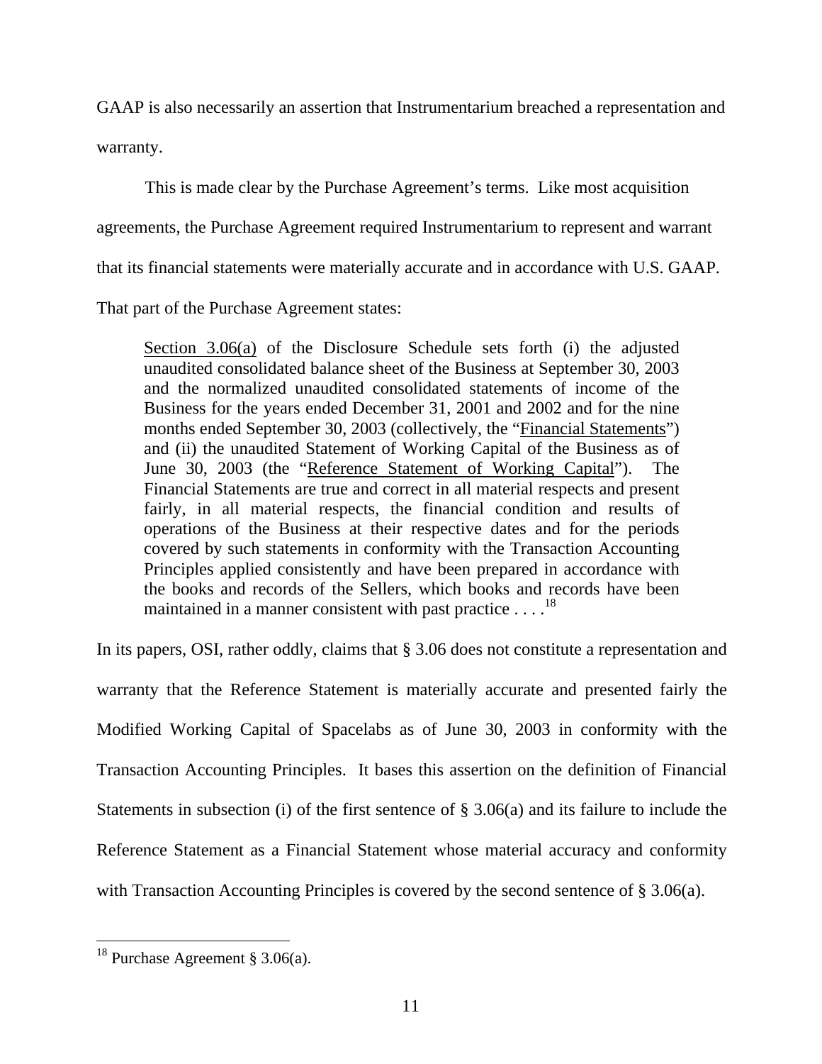GAAP is also necessarily an assertion that Instrumentarium breached a representation and warranty.

This is made clear by the Purchase Agreement's terms. Like most acquisition agreements, the Purchase Agreement required Instrumentarium to represent and warrant that its financial statements were materially accurate and in accordance with U.S. GAAP. That part of the Purchase Agreement states:

> Section 3.06(a) of the Disclosure Schedule sets forth (i) the adjusted unaudited consolidated balance sheet of the Business at September 30, 2003 and the normalized unaudited consolidated statements of income of the Business for the years ended December 31, 2001 and 2002 and for the nine months ended September 30, 2003 (collectively, the "Financial Statements") and (ii) the unaudited Statement of Working Capital of the Business as of June 30, 2003 (the "Reference Statement of Working Capital"). The Financial Statements are true and correct in all material respects and present fairly, in all material respects, the financial condition and results of operations of the Business at their respective dates and for the periods covered by such statements in conformity with the Transaction Accounting Principles applied consistently and have been prepared in accordance with the books and records of the Sellers, which books and records have been maintained in a manner consistent with past practice . . . .[18]

In its papers, OSI, rather oddly, claims that § 3.06 does not constitute a representation and warranty that the Reference Statement is materially accurate and presented fairly the Modified Working Capital of Spacelabs as of June 30, 2003 in conformity with the Transaction Accounting Principles. It bases this assertion on the definition of Financial Statements in subsection (i) of the first sentence of § 3.06(a) and its failure to include the Reference Statement as a Financial Statement whose material accuracy and conformity with Transaction Accounting Principles is covered by the second sentence of § 3.06(a).

---

[18] Purchase Agreement § 3.06(a).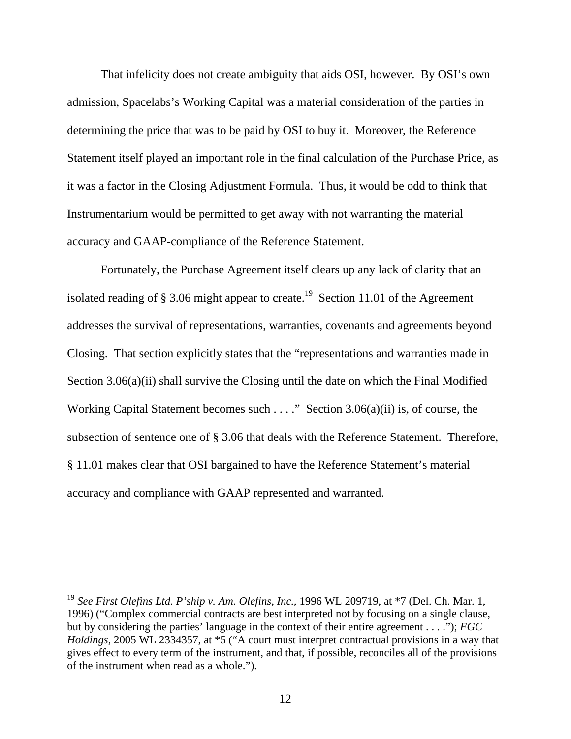That infelicity does not create ambiguity that aids OSI, however. By OSI's own admission, Spacelabs's Working Capital was a material consideration of the parties in determining the price that was to be paid by OSI to buy it. Moreover, the Reference Statement itself played an important role in the final calculation of the Purchase Price, as it was a factor in the Closing Adjustment Formula. Thus, it would be odd to think that Instrumentarium would be permitted to get away with not warranting the material accuracy and GAAP-compliance of the Reference Statement.

Fortunately, the Purchase Agreement itself clears up any lack of clarity that an isolated reading of § 3.06 might appear to create.[19] Section 11.01 of the Agreement addresses the survival of representations, warranties, covenants and agreements beyond Closing. That section explicitly states that the "representations and warranties made in Section 3.06(a)(ii) shall survive the Closing until the date on which the Final Modified Working Capital Statement becomes such . . . ." Section 3.06(a)(ii) is, of course, the subsection of sentence one of § 3.06 that deals with the Reference Statement. Therefore, § 11.01 makes clear that OSI bargained to have the Reference Statement's material accuracy and compliance with GAAP represented and warranted.

[19] *See First Olefins Ltd. P'ship v. Am. Olefins, Inc.*, 1996 WL 209719, at *7 (Del. Ch. Mar. 1, 1996) ("Complex commercial contracts are best interpreted not by focusing on a single clause, but by considering the parties' language in the context of their entire agreement . . . ."); *FGC Holdings*, 2005 WL 2334357, at *5 ("A court must interpret contractual provisions in a way that gives effect to every term of the instrument, and that, if possible, reconciles all of the provisions of the instrument when read as a whole.").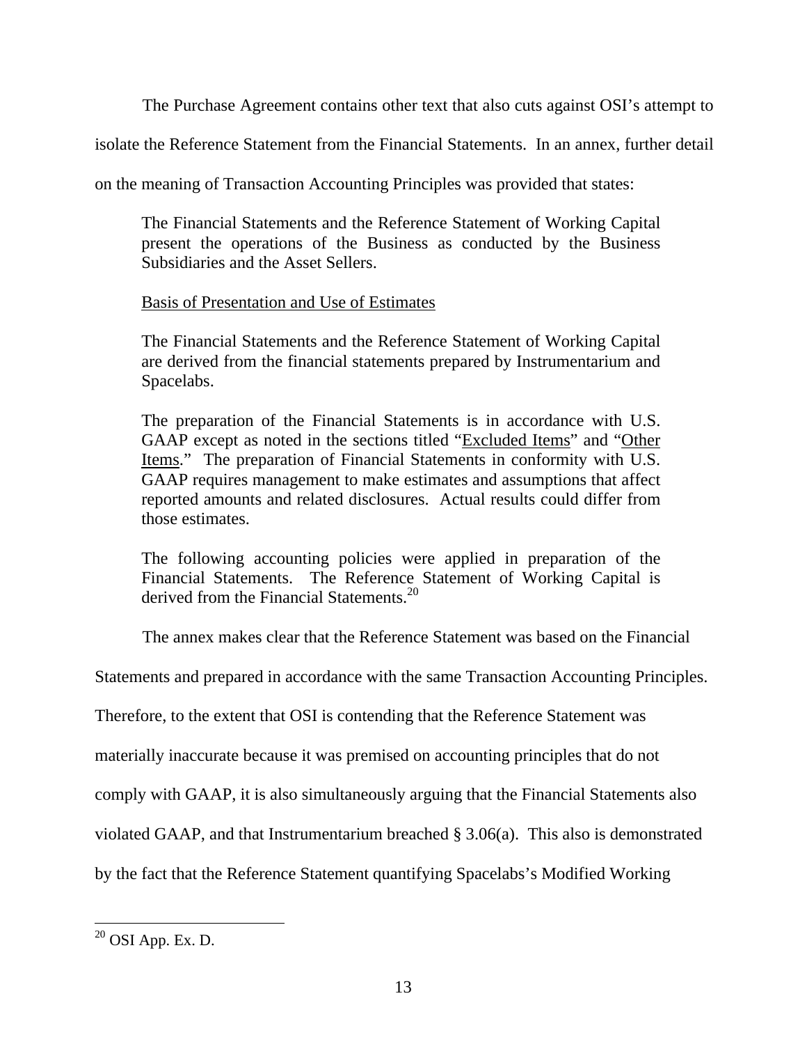The Purchase Agreement contains other text that also cuts against OSI's attempt to isolate the Reference Statement from the Financial Statements. In an annex, further detail on the meaning of Transaction Accounting Principles was provided that states:

> The Financial Statements and the Reference Statement of Working Capital present the operations of the Business as conducted by the Business Subsidiaries and the Asset Sellers.
>
> <u>Basis of Presentation and Use of Estimates</u>
>
> The Financial Statements and the Reference Statement of Working Capital are derived from the financial statements prepared by Instrumentarium and Spacelabs.
>
> The preparation of the Financial Statements is in accordance with U.S. GAAP except as noted in the sections titled "<u>Excluded Items</u>" and "<u>Other Items</u>." The preparation of Financial Statements in conformity with U.S. GAAP requires management to make estimates and assumptions that affect reported amounts and related disclosures. Actual results could differ from those estimates.
>
> The following accounting policies were applied in preparation of the Financial Statements. The Reference Statement of Working Capital is derived from the Financial Statements.[20]

The annex makes clear that the Reference Statement was based on the Financial Statements and prepared in accordance with the same Transaction Accounting Principles. Therefore, to the extent that OSI is contending that the Reference Statement was materially inaccurate because it was premised on accounting principles that do not comply with GAAP, it is also simultaneously arguing that the Financial Statements also violated GAAP, and that Instrumentarium breached § 3.06(a). This also is demonstrated by the fact that the Reference Statement quantifying Spacelabs's Modified Working

---

[20] OSI App. Ex. D.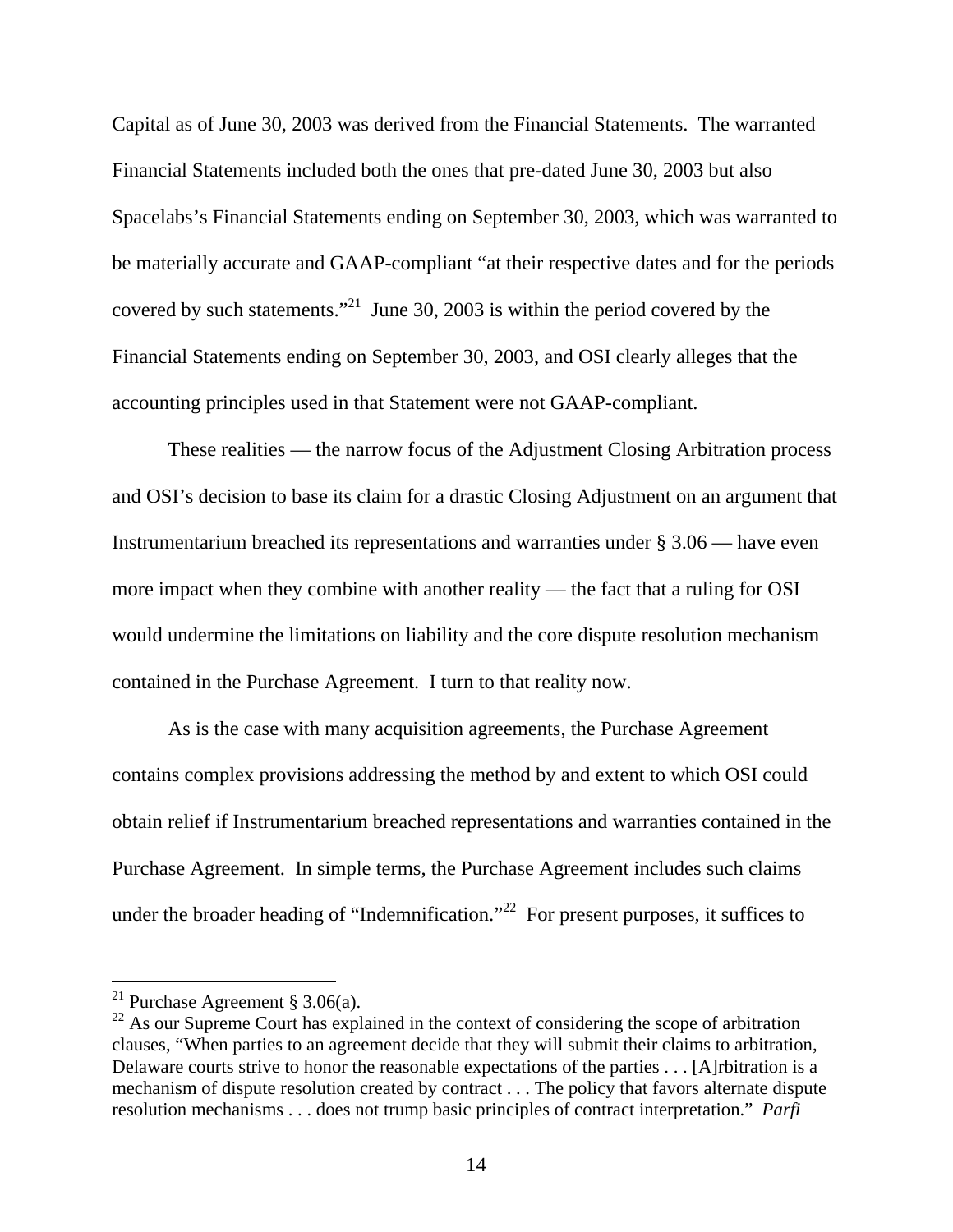Capital as of June 30, 2003 was derived from the Financial Statements. The warranted Financial Statements included both the ones that pre-dated June 30, 2003 but also Spacelabs's Financial Statements ending on September 30, 2003, which was warranted to be materially accurate and GAAP-compliant "at their respective dates and for the periods covered by such statements."[21] June 30, 2003 is within the period covered by the Financial Statements ending on September 30, 2003, and OSI clearly alleges that the accounting principles used in that Statement were not GAAP-compliant.

These realities — the narrow focus of the Adjustment Closing Arbitration process and OSI's decision to base its claim for a drastic Closing Adjustment on an argument that Instrumentarium breached its representations and warranties under § 3.06 — have even more impact when they combine with another reality — the fact that a ruling for OSI would undermine the limitations on liability and the core dispute resolution mechanism contained in the Purchase Agreement. I turn to that reality now.

As is the case with many acquisition agreements, the Purchase Agreement contains complex provisions addressing the method by and extent to which OSI could obtain relief if Instrumentarium breached representations and warranties contained in the Purchase Agreement. In simple terms, the Purchase Agreement includes such claims under the broader heading of "Indemnification."[22] For present purposes, it suffices to

---

[21] Purchase Agreement § 3.06(a).

[22] As our Supreme Court has explained in the context of considering the scope of arbitration clauses, "When parties to an agreement decide that they will submit their claims to arbitration, Delaware courts strive to honor the reasonable expectations of the parties . . . [A]rbitration is a mechanism of dispute resolution created by contract . . . The policy that favors alternate dispute resolution mechanisms . . . does not trump basic principles of contract interpretation." *Parfi*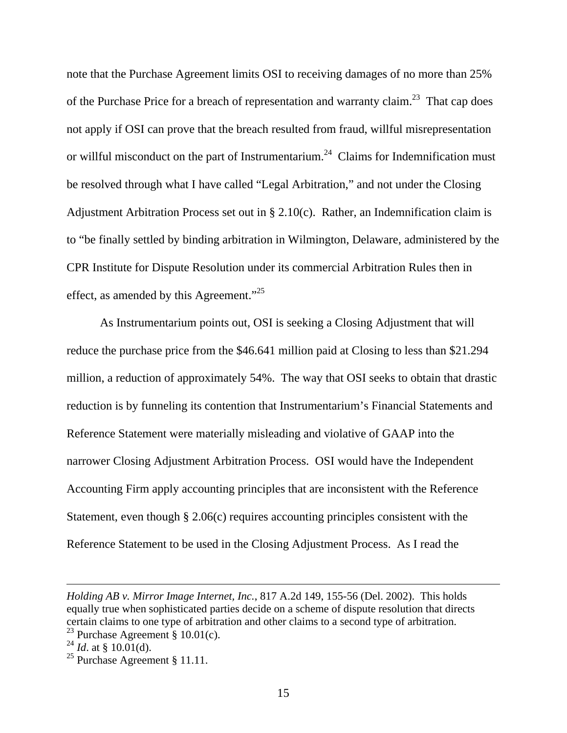note that the Purchase Agreement limits OSI to receiving damages of no more than 25% of the Purchase Price for a breach of representation and warranty claim.[23] That cap does not apply if OSI can prove that the breach resulted from fraud, willful misrepresentation or willful misconduct on the part of Instrumentarium.[24] Claims for Indemnification must be resolved through what I have called "Legal Arbitration," and not under the Closing Adjustment Arbitration Process set out in § 2.10(c). Rather, an Indemnification claim is to "be finally settled by binding arbitration in Wilmington, Delaware, administered by the CPR Institute for Dispute Resolution under its commercial Arbitration Rules then in effect, as amended by this Agreement."[25]

As Instrumentarium points out, OSI is seeking a Closing Adjustment that will reduce the purchase price from the \$46.641 million paid at Closing to less than \$21.294 million, a reduction of approximately 54%. The way that OSI seeks to obtain that drastic reduction is by funneling its contention that Instrumentarium's Financial Statements and Reference Statement were materially misleading and violative of GAAP into the narrower Closing Adjustment Arbitration Process. OSI would have the Independent Accounting Firm apply accounting principles that are inconsistent with the Reference Statement, even though § 2.06(c) requires accounting principles consistent with the Reference Statement to be used in the Closing Adjustment Process. As I read the

---

*Holding AB v. Mirror Image Internet, Inc.*, 817 A.2d 149, 155-56 (Del. 2002). This holds equally true when sophisticated parties decide on a scheme of dispute resolution that directs certain claims to one type of arbitration and other claims to a second type of arbitration.

[23] Purchase Agreement § 10.01(c).

[24] *Id*. at § 10.01(d).

[25] Purchase Agreement § 11.11.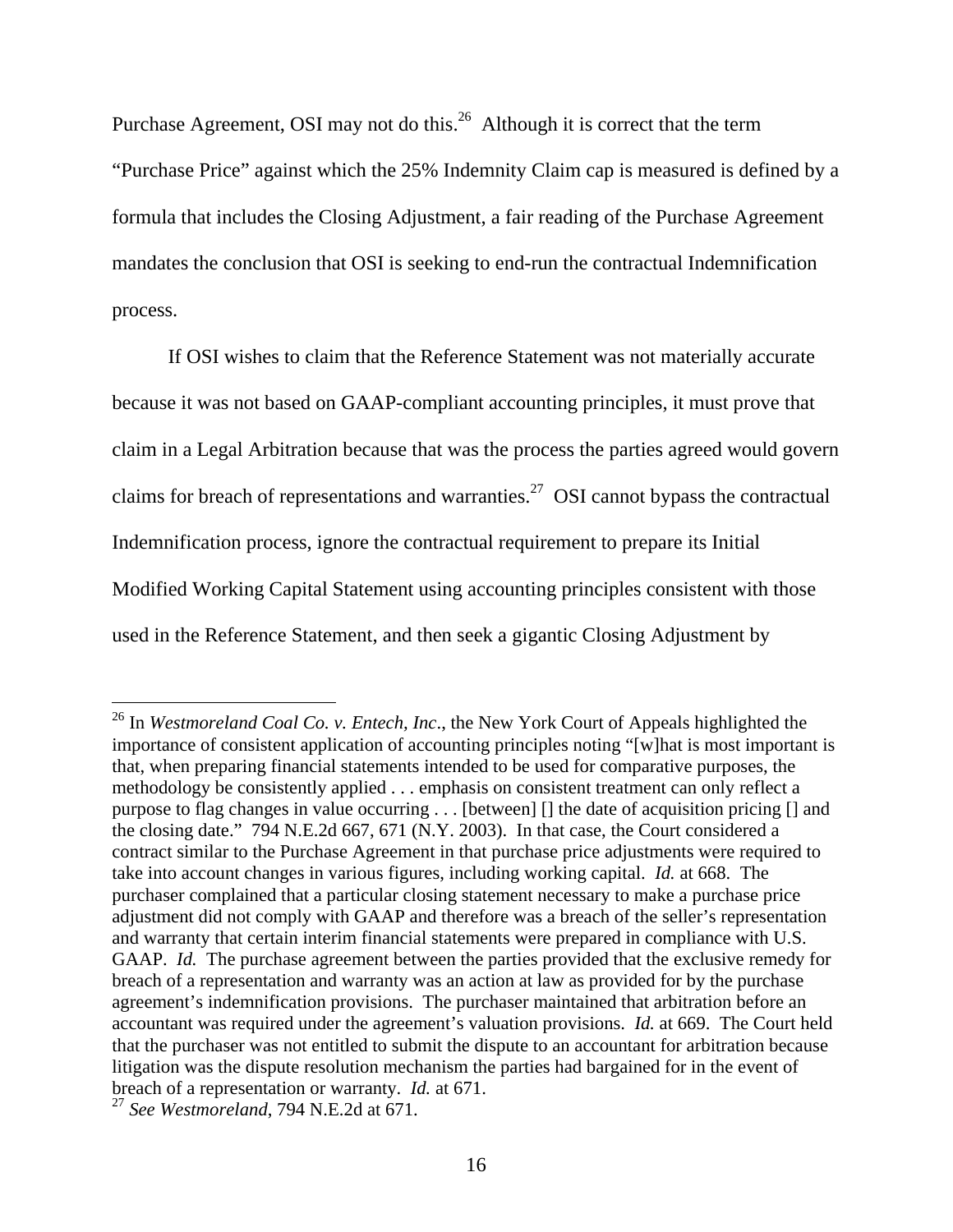Purchase Agreement, OSI may not do this.[26] Although it is correct that the term "Purchase Price" against which the 25% Indemnity Claim cap is measured is defined by a formula that includes the Closing Adjustment, a fair reading of the Purchase Agreement mandates the conclusion that OSI is seeking to end-run the contractual Indemnification process.

If OSI wishes to claim that the Reference Statement was not materially accurate because it was not based on GAAP-compliant accounting principles, it must prove that claim in a Legal Arbitration because that was the process the parties agreed would govern claims for breach of representations and warranties.[27] OSI cannot bypass the contractual Indemnification process, ignore the contractual requirement to prepare its Initial Modified Working Capital Statement using accounting principles consistent with those used in the Reference Statement, and then seek a gigantic Closing Adjustment by

---

[26] In *Westmoreland Coal Co. v. Entech, Inc*., the New York Court of Appeals highlighted the importance of consistent application of accounting principles noting "[w]hat is most important is that, when preparing financial statements intended to be used for comparative purposes, the methodology be consistently applied . . . emphasis on consistent treatment can only reflect a purpose to flag changes in value occurring . . . [between] [] the date of acquisition pricing [] and the closing date." 794 N.E.2d 667, 671 (N.Y. 2003). In that case, the Court considered a contract similar to the Purchase Agreement in that purchase price adjustments were required to take into account changes in various figures, including working capital. *Id.* at 668. The purchaser complained that a particular closing statement necessary to make a purchase price adjustment did not comply with GAAP and therefore was a breach of the seller's representation and warranty that certain interim financial statements were prepared in compliance with U.S. GAAP. *Id.* The purchase agreement between the parties provided that the exclusive remedy for breach of a representation and warranty was an action at law as provided for by the purchase agreement's indemnification provisions. The purchaser maintained that arbitration before an accountant was required under the agreement's valuation provisions. *Id.* at 669. The Court held that the purchaser was not entitled to submit the dispute to an accountant for arbitration because litigation was the dispute resolution mechanism the parties had bargained for in the event of breach of a representation or warranty. *Id.* at 671.

[27] *See Westmoreland*, 794 N.E.2d at 671.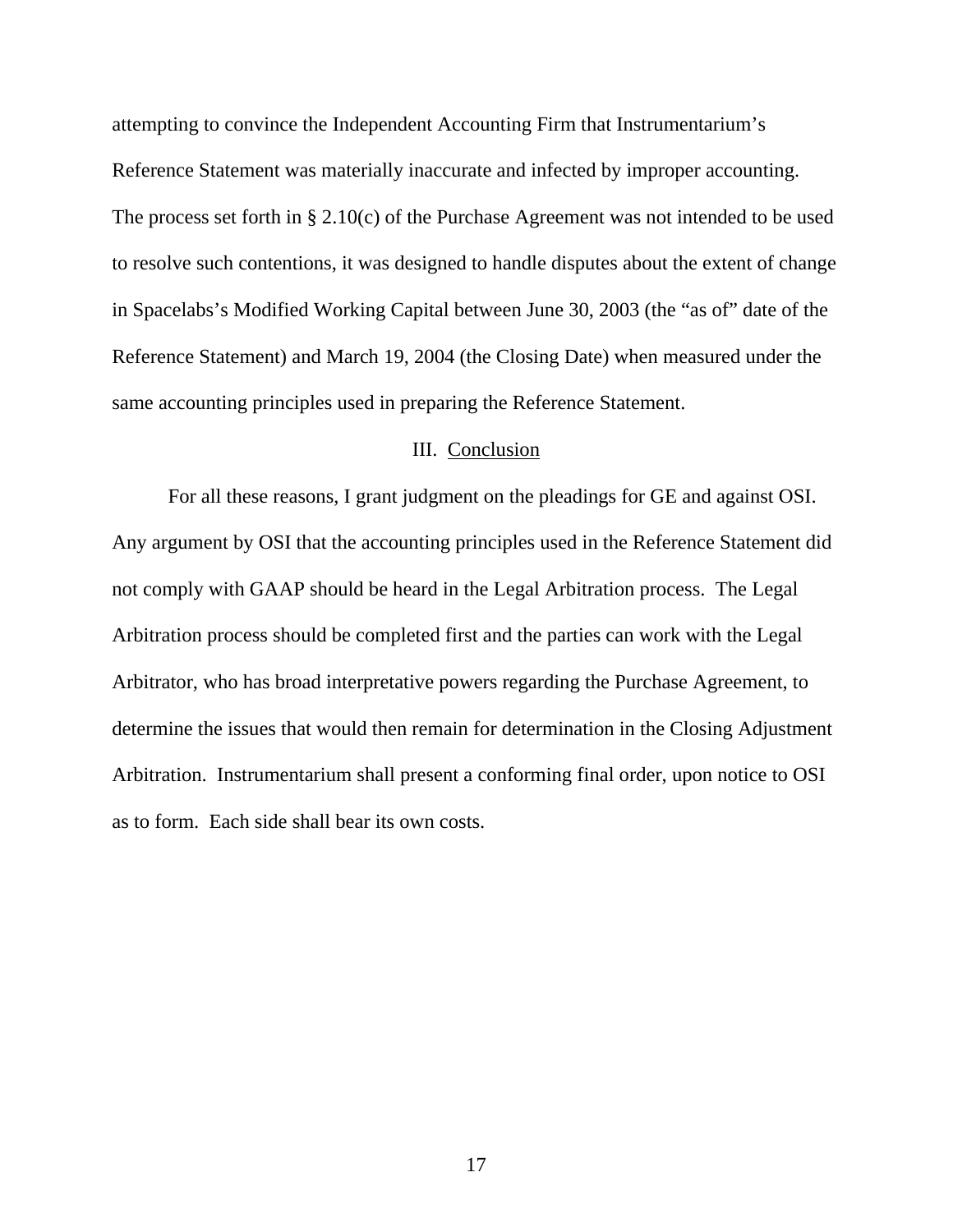attempting to convince the Independent Accounting Firm that Instrumentarium's Reference Statement was materially inaccurate and infected by improper accounting. The process set forth in § 2.10(c) of the Purchase Agreement was not intended to be used to resolve such contentions, it was designed to handle disputes about the extent of change in Spacelabs's Modified Working Capital between June 30, 2003 (the "as of" date of the Reference Statement) and March 19, 2004 (the Closing Date) when measured under the same accounting principles used in preparing the Reference Statement.

## III. Conclusion

For all these reasons, I grant judgment on the pleadings for GE and against OSI. Any argument by OSI that the accounting principles used in the Reference Statement did not comply with GAAP should be heard in the Legal Arbitration process. The Legal Arbitration process should be completed first and the parties can work with the Legal Arbitrator, who has broad interpretative powers regarding the Purchase Agreement, to determine the issues that would then remain for determination in the Closing Adjustment Arbitration. Instrumentarium shall present a conforming final order, upon notice to OSI as to form. Each side shall bear its own costs.